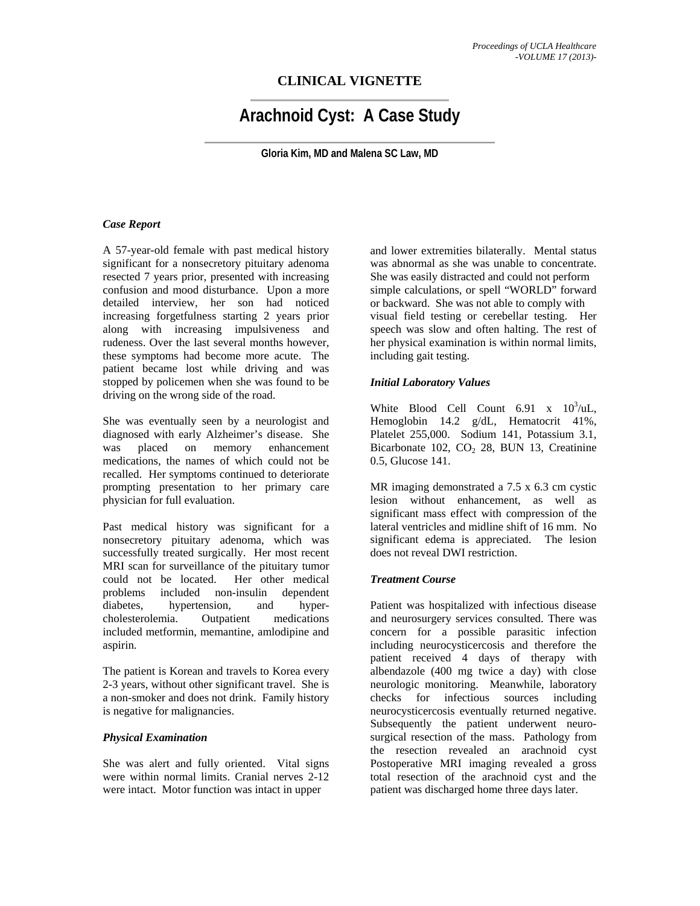# CLINICAL VIGNETTE

## Arachnoid Cyst: A Case Study

**Gloria Kim, MD and Malena SC Law, MD**

### *Case Report*

A 57-year-old female with past medical history significant for a nonsecretory pituitary adenoma resected 7 years prior, presented with increasing confusion and mood disturbance. Upon a more detailed interview, her son had noticed increasing forgetfulness starting 2 years prior along with increasing impulsiveness and rudeness. Over the last several months however, these symptoms had become more acute. The patient became lost while driving and was stopped by policemen when she was found to be driving on the wrong side of the road.

She was eventually seen by a neurologist and diagnosed with early Alzheimer's disease. She was placed on memory enhancement medications, the names of which could not be recalled. Her symptoms continued to deteriorate prompting presentation to her primary care physician for full evaluation.

Past medical history was significant for a nonsecretory pituitary adenoma, which was successfully treated surgically. Her most recent MRI scan for surveillance of the pituitary tumor could not be located. Her other medical problems included non-insulin dependent diabetes, hypertension, and hyper-cholesterolemia. Outpatient medications included metformin, memantine, amlodipine and aspirin.

The patient is Korean and travels to Korea every 2-3 years, without other significant travel. She is a non-smoker and does not drink. Family history is negative for malignancies.

### *Physical Examination*

She was alert and fully oriented. Vital signs were within normal limits. Cranial nerves 2-12 were intact. Motor function was intact in upper and lower extremities bilaterally. Mental status was abnormal as she was unable to concentrate. She was easily distracted and could not perform simple calculations, or spell "WORLD" forward or backward. She was not able to comply with visual field testing or cerebellar testing. Her speech was slow and often halting. The rest of her physical examination is within normal limits, including gait testing.

### *Initial Laboratory Values*

White Blood Cell Count 6.91 x $10^3$/uL, Hemoglobin 14.2 g/dL, Hematocrit 41%, Platelet 255,000. Sodium 141, Potassium 3.1, Bicarbonate 102, $CO_2$ 28, BUN 13, Creatinine 0.5, Glucose 141.

MR imaging demonstrated a 7.5 x 6.3 cm cystic lesion without enhancement, as well as significant mass effect with compression of the lateral ventricles and midline shift of 16 mm. No significant edema is appreciated. The lesion does not reveal DWI restriction.

### *Treatment Course*

Patient was hospitalized with infectious disease and neurosurgery services consulted. There was concern for a possible parasitic infection including neurocysticercosis and therefore the patient received 4 days of therapy with albendazole (400 mg twice a day) with close neurologic monitoring. Meanwhile, laboratory checks for infectious sources including neurocysticercosis eventually returned negative. Subsequently the patient underwent neuro-surgical resection of the mass. Pathology from the resection revealed an arachnoid cyst Postoperative MRI imaging revealed a gross total resection of the arachnoid cyst and the patient was discharged home three days later.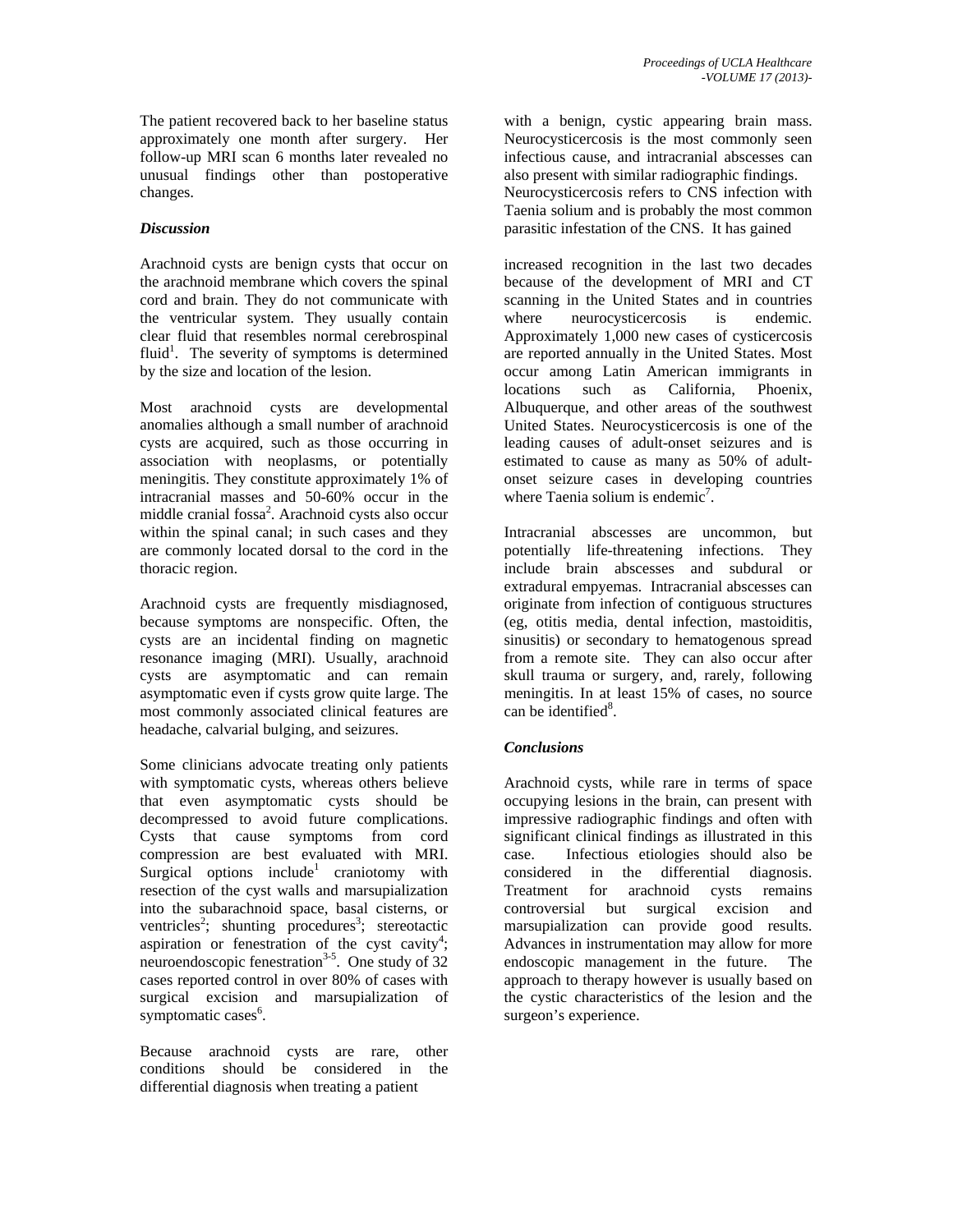The patient recovered back to her baseline status approximately one month after surgery. Her follow-up MRI scan 6 months later revealed no unusual findings other than postoperative changes.

### *Discussion*

Arachnoid cysts are benign cysts that occur on the arachnoid membrane which covers the spinal cord and brain. They do not communicate with the ventricular system. They usually contain clear fluid that resembles normal cerebrospinal fluid[1]. The severity of symptoms is determined by the size and location of the lesion.

Most arachnoid cysts are developmental anomalies although a small number of arachnoid cysts are acquired, such as those occurring in association with neoplasms, or potentially meningitis. They constitute approximately 1% of intracranial masses and 50-60% occur in the middle cranial fossa[2]. Arachnoid cysts also occur within the spinal canal; in such cases and they are commonly located dorsal to the cord in the thoracic region.

Arachnoid cysts are frequently misdiagnosed, because symptoms are nonspecific. Often, the cysts are an incidental finding on magnetic resonance imaging (MRI). Usually, arachnoid cysts are asymptomatic and can remain asymptomatic even if cysts grow quite large. The most commonly associated clinical features are headache, calvarial bulging, and seizures.

Some clinicians advocate treating only patients with symptomatic cysts, whereas others believe that even asymptomatic cysts should be decompressed to avoid future complications. Cysts that cause symptoms from cord compression are best evaluated with MRI. Surgical options include[1] craniotomy with resection of the cyst walls and marsupialization into the subarachnoid space, basal cisterns, or ventricles[2]; shunting procedures[3]; stereotactic aspiration or fenestration of the cyst cavity[4]; neuroendoscopic fenestration[3-5]. One study of 32 cases reported control in over 80% of cases with surgical excision and marsupialization of symptomatic cases[6].

Because arachnoid cysts are rare, other conditions should be considered in the differential diagnosis when treating a patient with a benign, cystic appearing brain mass. Neurocysticercosis is the most commonly seen infectious cause, and intracranial abscesses can also present with similar radiographic findings. Neurocysticercosis refers to CNS infection with Taenia solium and is probably the most common parasitic infestation of the CNS. It has gained increased recognition in the last two decades because of the development of MRI and CT scanning in the United States and in countries where neurocysticercosis is endemic. Approximately 1,000 new cases of cysticercosis are reported annually in the United States. Most occur among Latin American immigrants in locations such as California, Phoenix, Albuquerque, and other areas of the southwest United States. Neurocysticercosis is one of the leading causes of adult-onset seizures and is estimated to cause as many as 50% of adult-onset seizure cases in developing countries where Taenia solium is endemic[7].

Intracranial abscesses are uncommon, but potentially life-threatening infections. They include brain abscesses and subdural or extradural empyemas. Intracranial abscesses can originate from infection of contiguous structures (eg, otitis media, dental infection, mastoiditis, sinusitis) or secondary to hematogenous spread from a remote site. They can also occur after skull trauma or surgery, and, rarely, following meningitis. In at least 15% of cases, no source can be identified[8].

### *Conclusions*

Arachnoid cysts, while rare in terms of space occupying lesions in the brain, can present with impressive radiographic findings and often with significant clinical findings as illustrated in this case. Infectious etiologies should also be considered in the differential diagnosis. Treatment for arachnoid cysts remains controversial but surgical excision and marsupialization can provide good results. Advances in instrumentation may allow for more endoscopic management in the future. The approach to therapy however is usually based on the cystic characteristics of the lesion and the surgeon's experience.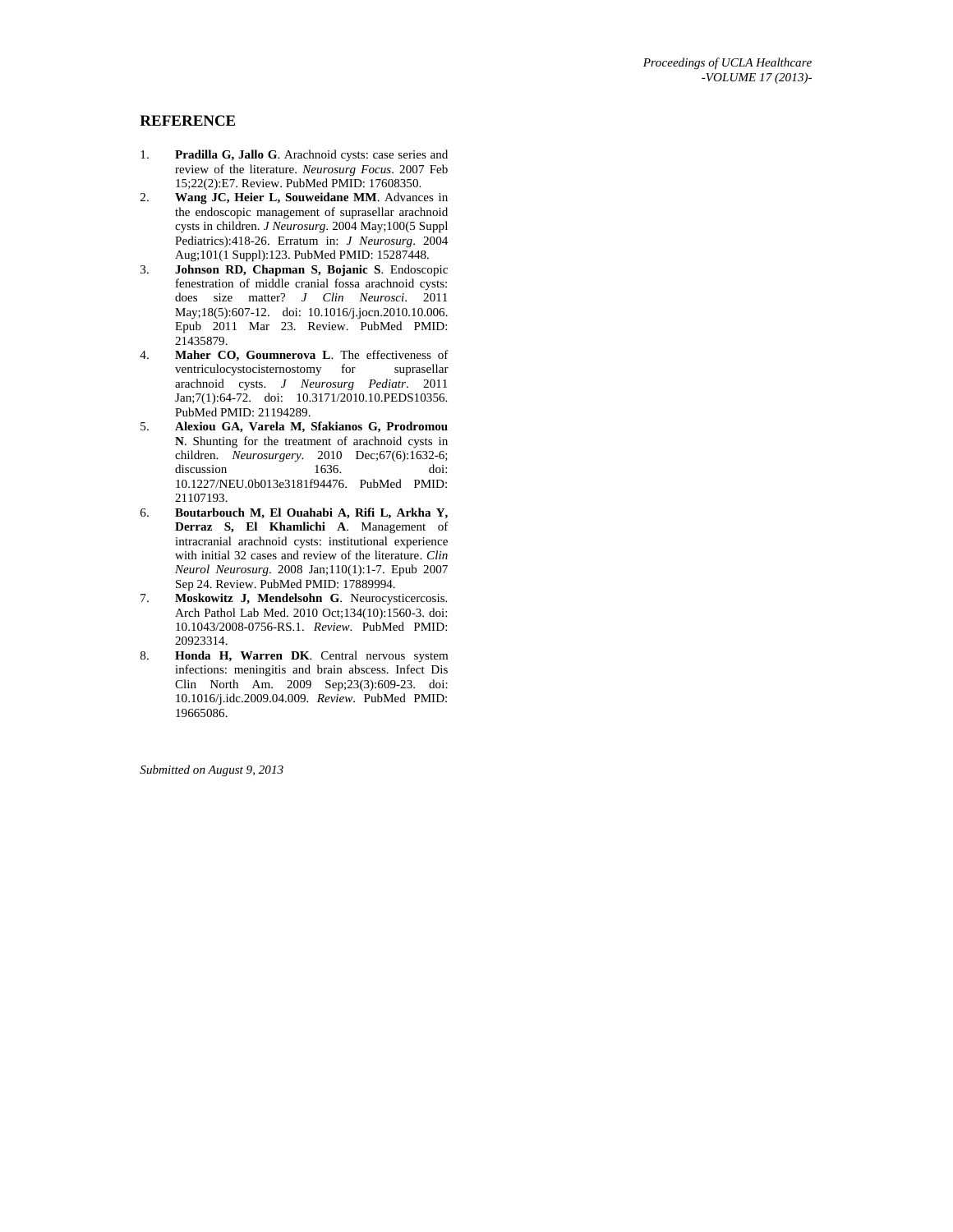## REFERENCE

1. **Pradilla G, Jallo G**. Arachnoid cysts: case series and review of the literature. *Neurosurg Focus*. 2007 Feb 15;22(2):E7. Review. PubMed PMID: 17608350.
2. **Wang JC, Heier L, Souweidane MM**. Advances in the endoscopic management of suprasellar arachnoid cysts in children. *J Neurosurg*. 2004 May;100(5 Suppl Pediatrics):418-26. Erratum in: *J Neurosurg*. 2004 Aug;101(1 Suppl):123. PubMed PMID: 15287448.
3. **Johnson RD, Chapman S, Bojanic S**. Endoscopic fenestration of middle cranial fossa arachnoid cysts: does size matter? *J Clin Neurosci*. 2011 May;18(5):607-12. doi: 10.1016/j.jocn.2010.10.006. Epub 2011 Mar 23. Review. PubMed PMID: 21435879.
4. **Maher CO, Goumnerova L**. The effectiveness of ventriculocystocisternostomy for suprasellar arachnoid cysts. *J Neurosurg Pediatr*. 2011 Jan;7(1):64-72. doi: 10.3171/2010.10.PEDS10356. PubMed PMID: 21194289.
5. **Alexiou GA, Varela M, Sfakianos G, Prodromou N**. Shunting for the treatment of arachnoid cysts in children. *Neurosurgery*. 2010 Dec;67(6):1632-6; discussion 1636. doi: 10.1227/NEU.0b013e3181f94476. PubMed PMID: 21107193.
6. **Boutarbouch M, El Ouahabi A, Rifi L, Arkha Y, Derraz S, El Khamlichi A**. Management of intracranial arachnoid cysts: institutional experience with initial 32 cases and review of the literature. *Clin Neurol Neurosurg*. 2008 Jan;110(1):1-7. Epub 2007 Sep 24. Review. PubMed PMID: 17889994.
7. **Moskowitz J, Mendelsohn G**. Neurocysticercosis. Arch Pathol Lab Med. 2010 Oct;134(10):1560-3. doi: 10.1043/2008-0756-RS.1. *Review*. PubMed PMID: 20923314.
8. **Honda H, Warren DK**. Central nervous system infections: meningitis and brain abscess. Infect Dis Clin North Am. 2009 Sep;23(3):609-23. doi: 10.1016/j.idc.2009.04.009. *Review*. PubMed PMID: 19665086.

*Submitted on August 9, 2013*